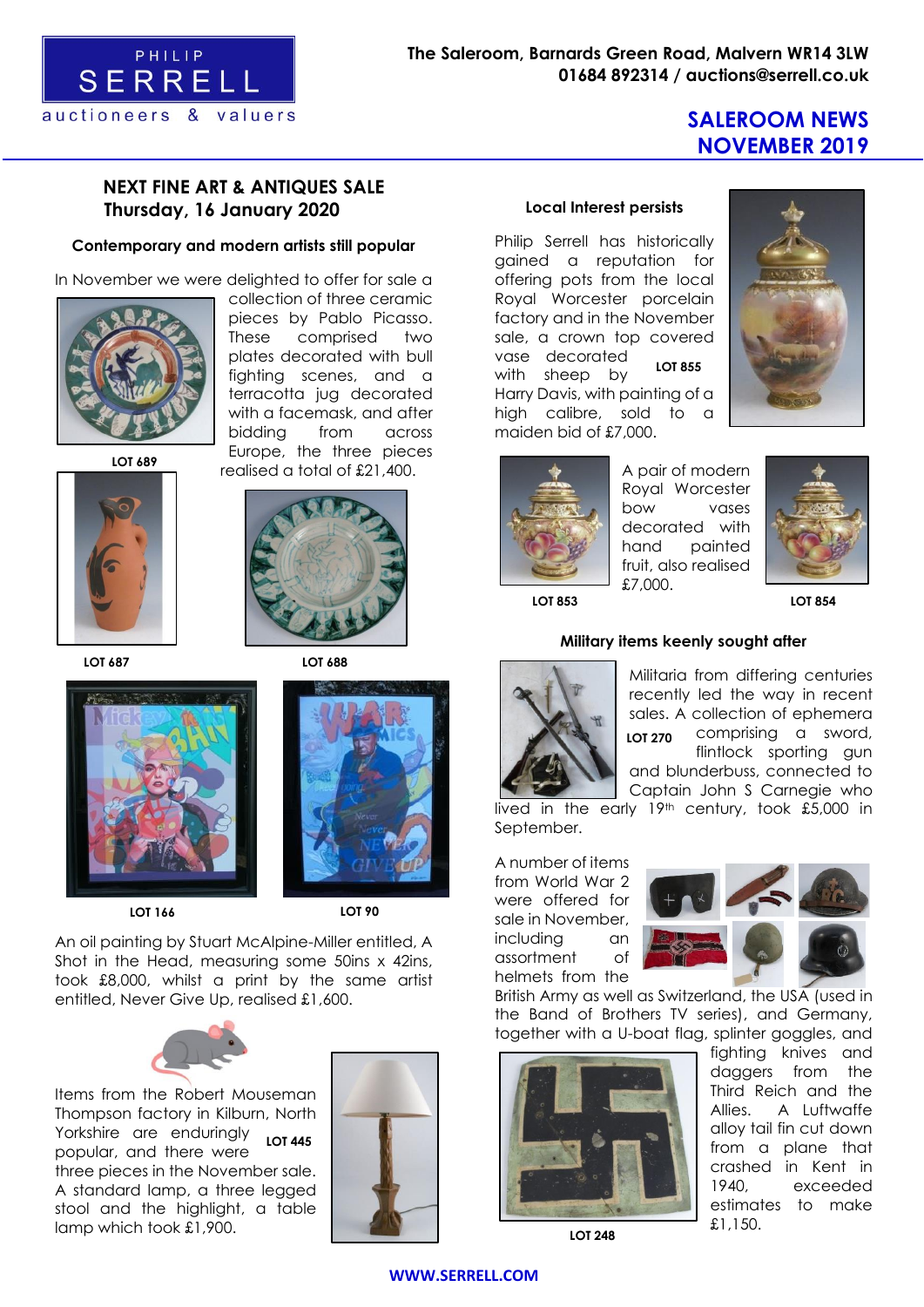PHILIP SERRELL auctioneers & valuers

The Saleroom, Barnards Green Road, Malvern WR14 3LW
01684 892314 / auctions@serrell.co.uk

# SALEROOM NEWS NOVEMBER 2019

## NEXT FINE ART & ANTIQUES SALE Thursday, 16 January 2020

### Contemporary and modern artists still popular

In November we were delighted to offer for sale a collection of three ceramic pieces by Pablo Picasso. These comprised two plates decorated with bull fighting scenes, and a terracotta jug decorated with a facemask, and after bidding from across Europe, the three pieces realised a total of £21,400.

LOT 689

LOT 687

LOT 688

LOT 166

LOT 90

An oil painting by Stuart McAlpine-Miller entitled, A Shot in the Head, measuring some 50ins x 42ins, took £8,000, whilst a print by the same artist entitled, Never Give Up, realised £1,600.

Items from the Robert Mouseman Thompson factory in Kilburn, North Yorkshire are enduringly popular, and there were three pieces in the November sale. A standard lamp, a three legged stool and the highlight, a table lamp which took £1,900.

LOT 445

### Local Interest persists

Philip Serrell has historically gained a reputation for offering pots from the local Royal Worcester porcelain factory and in the November sale, a crown top covered vase decorated with sheep by Harry Davis, with painting of a high calibre, sold to a maiden bid of £7,000.

LOT 855

A pair of modern Royal Worcester bow vases decorated with hand painted fruit, also realised £7,000.

LOT 853

LOT 854

### Military items keenly sought after

Militaria from differing centuries recently led the way in recent sales. A collection of ephemera comprising a sword, flintlock sporting gun and blunderbuss, connected to Captain John S Carnegie who lived in the early 19th century, took £5,000 in September.

LOT 270

A number of items from World War 2 were offered for sale in November, including an assortment of helmets from the British Army as well as Switzerland, the USA (used in the Band of Brothers TV series), and Germany, together with a U-boat flag, splinter goggles, and fighting knives and daggers from the Third Reich and the Allies. A Luftwaffe alloy tail fin cut down from a plane that crashed in Kent in 1940, exceeded estimates to make £1,150.

LOT 248

WWW.SERRELL.COM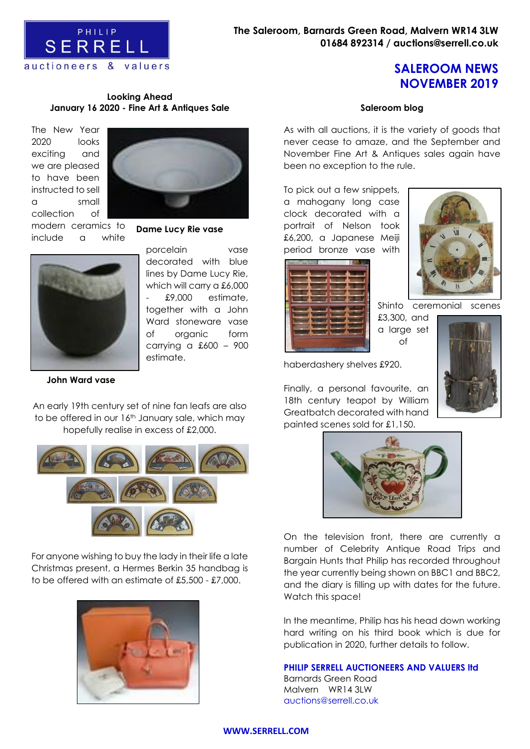PHILIP SERRELL auctioneers & valuers

**The Saleroom, Barnards Green Road, Malvern WR14 3LW**
**01684 892314 / auctions@serrell.co.uk**

# SALEROOM NEWS NOVEMBER 2019

## Looking Ahead
## January 16 2020 - Fine Art & Antiques Sale

The New Year 2020 looks exciting and we are pleased to have been instructed to sell a small collection of modern ceramics to include a white porcelain vase decorated with blue lines by Dame Lucy Rie, which will carry a £6,000 - £9,000 estimate, together with a John Ward stoneware vase of organic form carrying a £600 – 900 estimate.

**Dame Lucy Rie vase**

**John Ward vase**

An early 19th century set of nine fan leafs are also to be offered in our 16th January sale, which may hopefully realise in excess of £2,000.

For anyone wishing to buy the lady in their life a late Christmas present, a Hermes Berkin 35 handbag is to be offered with an estimate of £5,500 - £7,000.

## Saleroom blog

As with all auctions, it is the variety of goods that never cease to amaze, and the September and November Fine Art & Antiques sales again have been no exception to the rule.

To pick out a few snippets, a mahogany long case clock decorated with a portrait of Nelson took £6,200, a Japanese Meiji period bronze vase with Shinto ceremonial scenes £3,300, and a large set of haberdashery shelves £920.

Finally, a personal favourite, an 18th century teapot by William Greatbatch decorated with hand painted scenes sold for £1,150.

On the television front, there are currently a number of Celebrity Antique Road Trips and Bargain Hunts that Philip has recorded throughout the year currently being shown on BBC1 and BBC2, and the diary is filling up with dates for the future. Watch this space!

In the meantime, Philip has his head down working hard writing on his third book which is due for publication in 2020, further details to follow.

**PHILIP SERRELL AUCTIONEERS AND VALUERS ltd**
Barnards Green Road
Malvern WR14 3LW
auctions@serrell.co.uk

**WWW.SERRELL.COM**